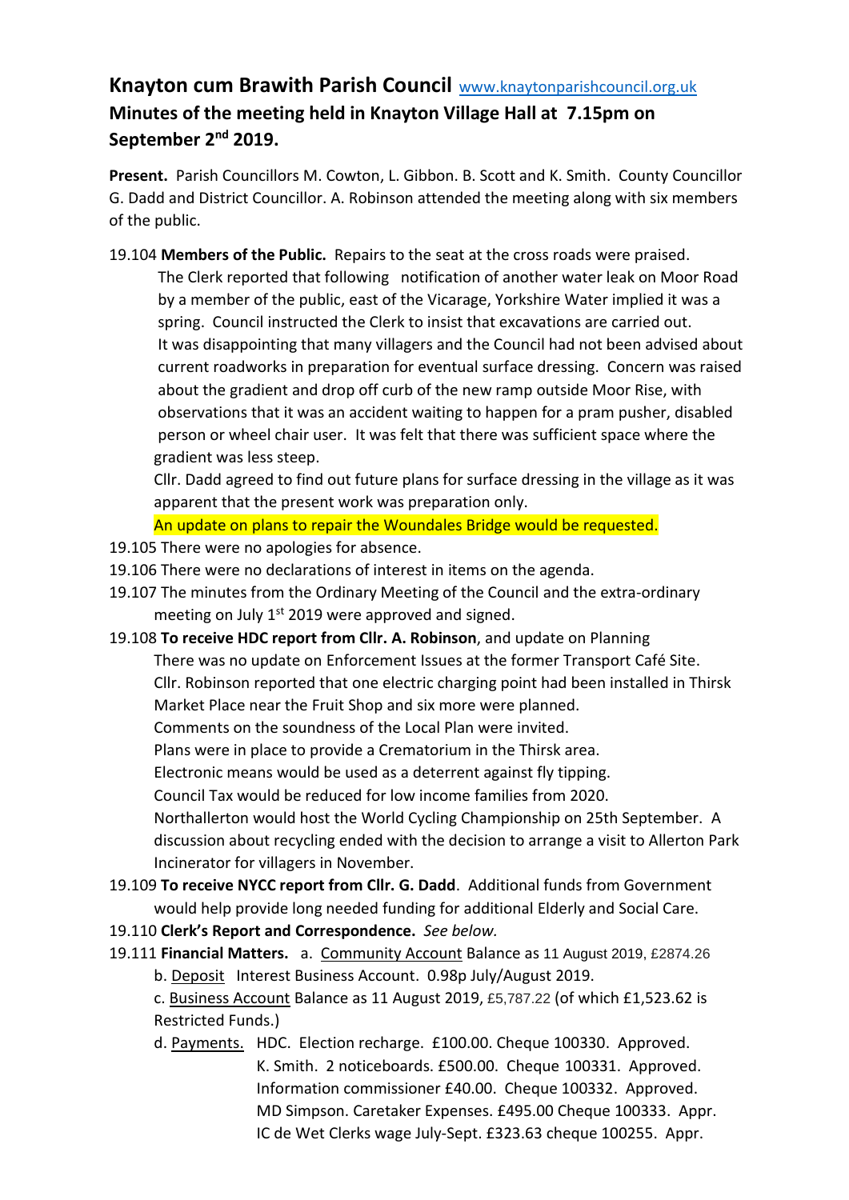# Knayton cum Brawith Parish Council www.knaytonparishcouncil.org.uk

## Minutes of the meeting held in Knayton Village Hall at 7.15pm on September 2nd 2019.

**Present.** Parish Councillors M. Cowton, L. Gibbon. B. Scott and K. Smith. County Councillor G. Dadd and District Councillor. A. Robinson attended the meeting along with six members of the public.

19.104 **Members of the Public.** Repairs to the seat at the cross roads were praised.
The Clerk reported that following notification of another water leak on Moor Road by a member of the public, east of the Vicarage, Yorkshire Water implied it was a spring. Council instructed the Clerk to insist that excavations are carried out.
It was disappointing that many villagers and the Council had not been advised about current roadworks in preparation for eventual surface dressing. Concern was raised about the gradient and drop off curb of the new ramp outside Moor Rise, with observations that it was an accident waiting to happen for a pram pusher, disabled person or wheel chair user. It was felt that there was sufficient space where the gradient was less steep.
Cllr. Dadd agreed to find out future plans for surface dressing in the village as it was apparent that the present work was preparation only.
An update on plans to repair the Woundales Bridge would be requested.

19.105 There were no apologies for absence.

19.106 There were no declarations of interest in items on the agenda.

19.107 The minutes from the Ordinary Meeting of the Council and the extra-ordinary meeting on July 1st 2019 were approved and signed.

19.108 **To receive HDC report from Cllr. A. Robinson**, and update on Planning
There was no update on Enforcement Issues at the former Transport Café Site.
Cllr. Robinson reported that one electric charging point had been installed in Thirsk Market Place near the Fruit Shop and six more were planned.
Comments on the soundness of the Local Plan were invited.
Plans were in place to provide a Crematorium in the Thirsk area.
Electronic means would be used as a deterrent against fly tipping.
Council Tax would be reduced for low income families from 2020.
Northallerton would host the World Cycling Championship on 25th September. A discussion about recycling ended with the decision to arrange a visit to Allerton Park Incinerator for villagers in November.

19.109 **To receive NYCC report from Cllr. G. Dadd**. Additional funds from Government would help provide long needed funding for additional Elderly and Social Care.

19.110 **Clerk's Report and Correspondence.** *See below.*

19.111 **Financial Matters.** a. Community Account Balance as 11 August 2019, £2874.26
b. Deposit Interest Business Account. 0.98p July/August 2019.
c. Business Account Balance as 11 August 2019, £5,787.22 (of which £1,523.62 is Restricted Funds.)
d. Payments. HDC. Election recharge. £100.00. Cheque 100330. Approved.
K. Smith. 2 noticeboards. £500.00. Cheque 100331. Approved.
Information commissioner £40.00. Cheque 100332. Approved.
MD Simpson. Caretaker Expenses. £495.00 Cheque 100333. Appr.
IC de Wet Clerks wage July-Sept. £323.63 cheque 100255. Appr.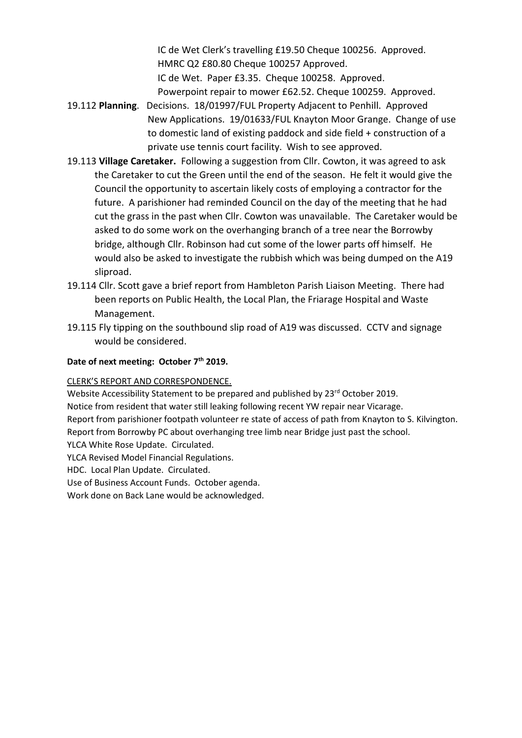IC de Wet Clerk's travelling £19.50 Cheque 100256. Approved.
HMRC Q2 £80.80 Cheque 100257 Approved.
IC de Wet. Paper £3.35. Cheque 100258. Approved.
Powerpoint repair to mower £62.52. Cheque 100259. Approved.

19.112 **Planning**. Decisions. 18/01997/FUL Property Adjacent to Penhill. Approved
New Applications. 19/01633/FUL Knayton Moor Grange. Change of use to domestic land of existing paddock and side field + construction of a private use tennis court facility. Wish to see approved.

19.113 **Village Caretaker.** Following a suggestion from Cllr. Cowton, it was agreed to ask the Caretaker to cut the Green until the end of the season. He felt it would give the Council the opportunity to ascertain likely costs of employing a contractor for the future. A parishioner had reminded Council on the day of the meeting that he had cut the grass in the past when Cllr. Cowton was unavailable. The Caretaker would be asked to do some work on the overhanging branch of a tree near the Borrowby bridge, although Cllr. Robinson had cut some of the lower parts off himself. He would also be asked to investigate the rubbish which was being dumped on the A19 sliproad.

19.114 Cllr. Scott gave a brief report from Hambleton Parish Liaison Meeting. There had been reports on Public Health, the Local Plan, the Friarage Hospital and Waste Management.

19.115 Fly tipping on the southbound slip road of A19 was discussed. CCTV and signage would be considered.

**Date of next meeting: October 7th 2019.**

CLERK'S REPORT AND CORRESPONDENCE.

Website Accessibility Statement to be prepared and published by 23rd October 2019.
Notice from resident that water still leaking following recent YW repair near Vicarage.
Report from parishioner footpath volunteer re state of access of path from Knayton to S. Kilvington.
Report from Borrowby PC about overhanging tree limb near Bridge just past the school.
YLCA White Rose Update. Circulated.
YLCA Revised Model Financial Regulations.
HDC. Local Plan Update. Circulated.
Use of Business Account Funds. October agenda.
Work done on Back Lane would be acknowledged.